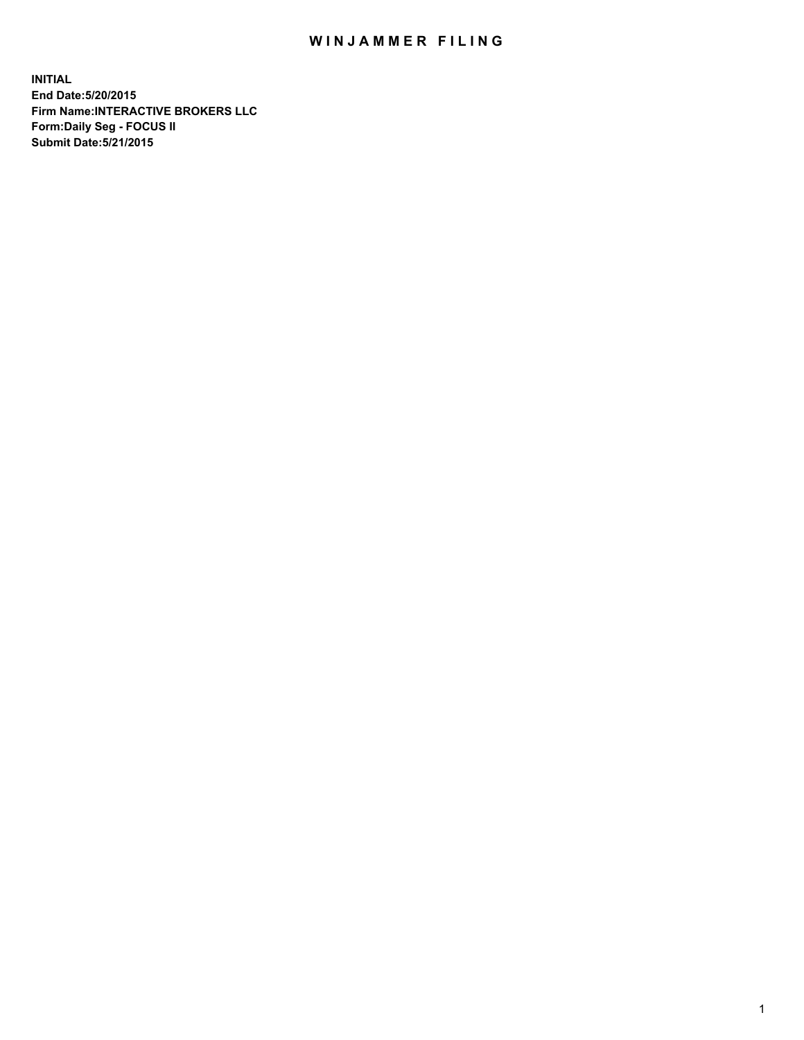# WINJAMMER FILING

**INITIAL**
**End Date:5/20/2015**
**Firm Name:INTERACTIVE BROKERS LLC**
**Form:Daily Seg - FOCUS II**
**Submit Date:5/21/2015**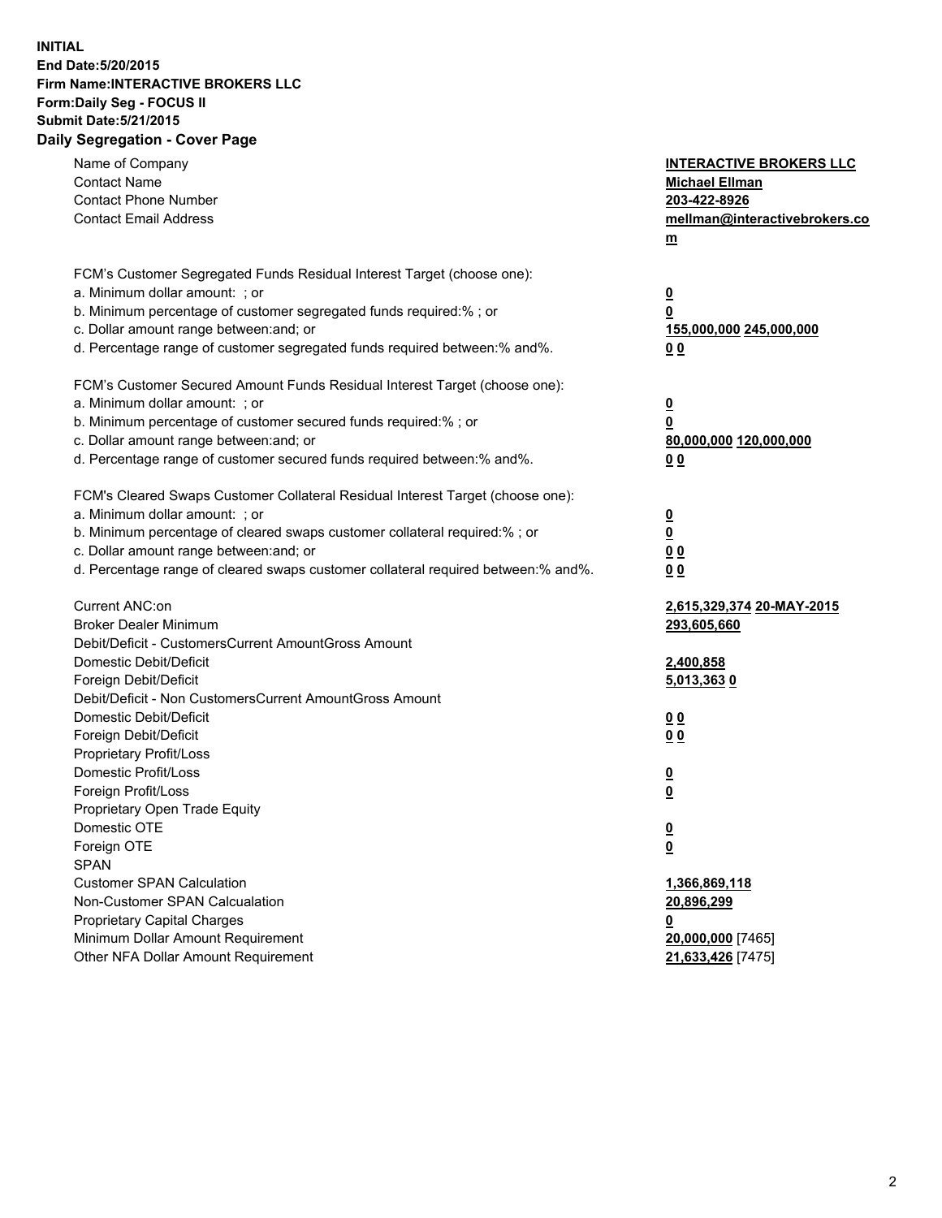**INITIAL**
**End Date:5/20/2015**
**Firm Name:INTERACTIVE BROKERS LLC**
**Form:Daily Seg - FOCUS II**
**Submit Date:5/21/2015**

## Daily Segregation - Cover Page

| | |
|---|---|
| Name of Company | **INTERACTIVE BROKERS LLC** |
| Contact Name | **Michael Ellman** |
| Contact Phone Number | **203-422-8926** |
| Contact Email Address | **mellman@interactivebrokers.com** |
| | |
| FCM's Customer Segregated Funds Residual Interest Target (choose one): | |
| a. Minimum dollar amount: ; or | **0** |
| b. Minimum percentage of customer segregated funds required:% ; or | **0** |
| c. Dollar amount range between:and; or | **155,000,000 245,000,000** |
| d. Percentage range of customer segregated funds required between:% and%. | **0 0** |
| | |
| FCM's Customer Secured Amount Funds Residual Interest Target (choose one): | |
| a. Minimum dollar amount: ; or | **0** |
| b. Minimum percentage of customer secured funds required:% ; or | **0** |
| c. Dollar amount range between:and; or | **80,000,000 120,000,000** |
| d. Percentage range of customer secured funds required between:% and%. | **0 0** |
| | |
| FCM's Cleared Swaps Customer Collateral Residual Interest Target (choose one): | |
| a. Minimum dollar amount: ; or | **0** |
| b. Minimum percentage of cleared swaps customer collateral required:% ; or | **0** |
| c. Dollar amount range between:and; or | **0 0** |
| d. Percentage range of cleared swaps customer collateral required between:% and%. | **0 0** |
| | |
| Current ANC:on | **2,615,329,374 20-MAY-2015** |
| Broker Dealer Minimum | **293,605,660** |
| Debit/Deficit - CustomersCurrent AmountGross Amount | |
| Domestic Debit/Deficit | **2,400,858** |
| Foreign Debit/Deficit | **5,013,363 0** |
| Debit/Deficit - Non CustomersCurrent AmountGross Amount | |
| Domestic Debit/Deficit | **0 0** |
| Foreign Debit/Deficit | **0 0** |
| Proprietary Profit/Loss | |
| Domestic Profit/Loss | **0** |
| Foreign Profit/Loss | **0** |
| Proprietary Open Trade Equity | |
| Domestic OTE | **0** |
| Foreign OTE | **0** |
| SPAN | |
| Customer SPAN Calculation | **1,366,869,118** |
| Non-Customer SPAN Calcualation | **20,896,299** |
| Proprietary Capital Charges | **0** |
| Minimum Dollar Amount Requirement | **20,000,000** [7465] |
| Other NFA Dollar Amount Requirement | **21,633,426** [7475] |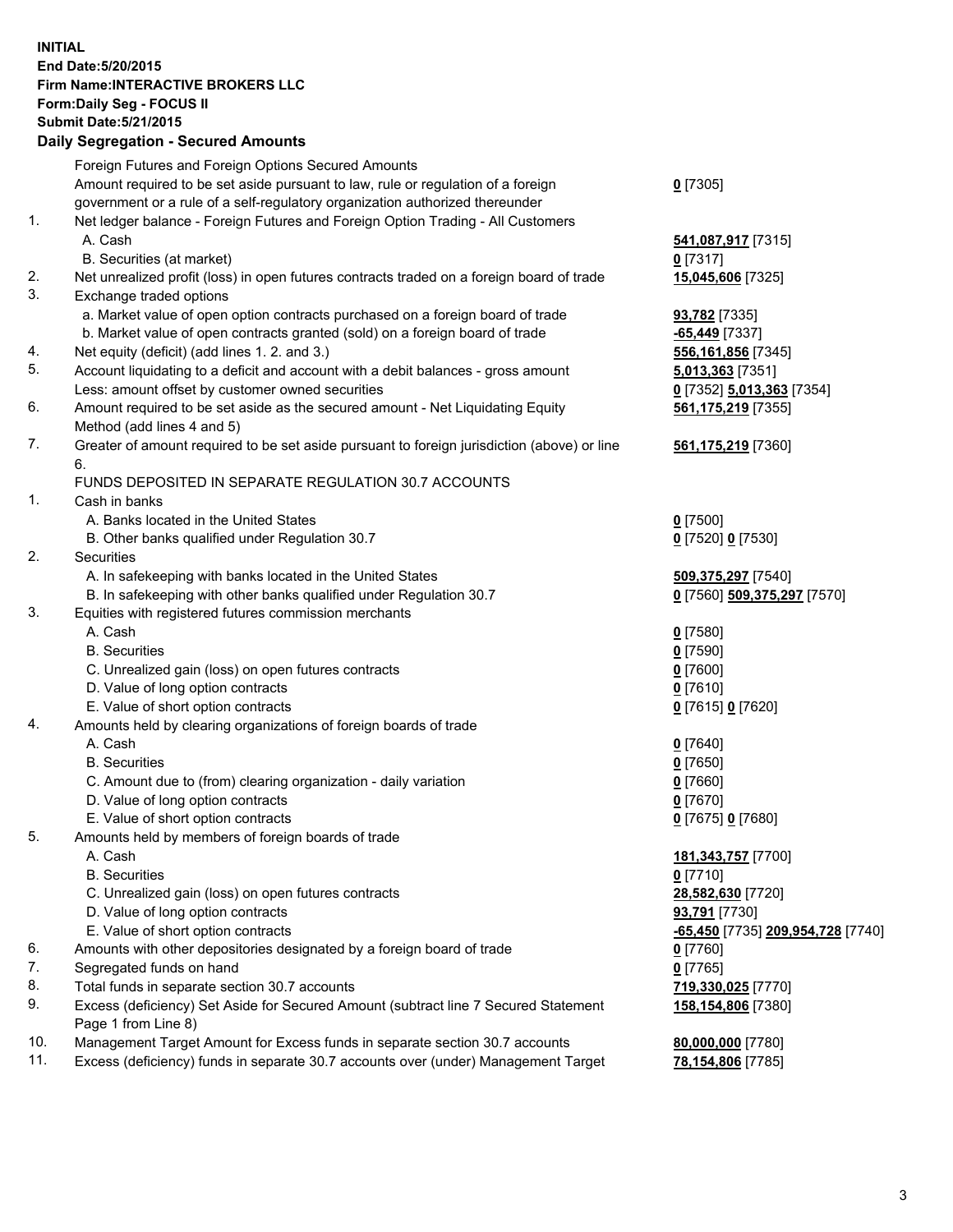**INITIAL**
**End Date:5/20/2015**
**Firm Name:INTERACTIVE BROKERS LLC**
**Form:Daily Seg - FOCUS II**
**Submit Date:5/21/2015**

### Daily Segregation - Secured Amounts

| | | |
|---|---|---|
| | Foreign Futures and Foreign Options Secured Amounts | |
| | Amount required to be set aside pursuant to law, rule or regulation of a foreign government or a rule of a self-regulatory organization authorized thereunder | **0** [7305] |
| 1. | Net ledger balance - Foreign Futures and Foreign Option Trading - All Customers | |
| | A. Cash | **541,087,917** [7315] |
| | B. Securities (at market) | **0** [7317] |
| 2. | Net unrealized profit (loss) in open futures contracts traded on a foreign board of trade | **15,045,606** [7325] |
| 3. | Exchange traded options | |
| | a. Market value of open option contracts purchased on a foreign board of trade | **93,782** [7335] |
| | b. Market value of open contracts granted (sold) on a foreign board of trade | **-65,449** [7337] |
| 4. | Net equity (deficit) (add lines 1. 2. and 3.) | **556,161,856** [7345] |
| 5. | Account liquidating to a deficit and account with a debit balances - gross amount | **5,013,363** [7351] |
| | Less: amount offset by customer owned securities | **0** [7352] **5,013,363** [7354] |
| 6. | Amount required to be set aside as the secured amount - Net Liquidating Equity Method (add lines 4 and 5) | **561,175,219** [7355] |
| 7. | Greater of amount required to be set aside pursuant to foreign jurisdiction (above) or line 6. | **561,175,219** [7360] |
| | FUNDS DEPOSITED IN SEPARATE REGULATION 30.7 ACCOUNTS | |
| 1. | Cash in banks | |
| | A. Banks located in the United States | **0** [7500] |
| | B. Other banks qualified under Regulation 30.7 | **0** [7520] **0** [7530] |
| 2. | Securities | |
| | A. In safekeeping with banks located in the United States | **509,375,297** [7540] |
| | B. In safekeeping with other banks qualified under Regulation 30.7 | **0** [7560] **509,375,297** [7570] |
| 3. | Equities with registered futures commission merchants | |
| | A. Cash | **0** [7580] |
| | B. Securities | **0** [7590] |
| | C. Unrealized gain (loss) on open futures contracts | **0** [7600] |
| | D. Value of long option contracts | **0** [7610] |
| | E. Value of short option contracts | **0** [7615] **0** [7620] |
| 4. | Amounts held by clearing organizations of foreign boards of trade | |
| | A. Cash | **0** [7640] |
| | B. Securities | **0** [7650] |
| | C. Amount due to (from) clearing organization - daily variation | **0** [7660] |
| | D. Value of long option contracts | **0** [7670] |
| | E. Value of short option contracts | **0** [7675] **0** [7680] |
| 5. | Amounts held by members of foreign boards of trade | |
| | A. Cash | **181,343,757** [7700] |
| | B. Securities | **0** [7710] |
| | C. Unrealized gain (loss) on open futures contracts | **28,582,630** [7720] |
| | D. Value of long option contracts | **93,791** [7730] |
| | E. Value of short option contracts | **-65,450** [7735] **209,954,728** [7740] |
| 6. | Amounts with other depositories designated by a foreign board of trade | **0** [7760] |
| 7. | Segregated funds on hand | **0** [7765] |
| 8. | Total funds in separate section 30.7 accounts | **719,330,025** [7770] |
| 9. | Excess (deficiency) Set Aside for Secured Amount (subtract line 7 Secured Statement Page 1 from Line 8) | **158,154,806** [7380] |
| 10. | Management Target Amount for Excess funds in separate section 30.7 accounts | **80,000,000** [7780] |
| 11. | Excess (deficiency) funds in separate 30.7 accounts over (under) Management Target | **78,154,806** [7785] |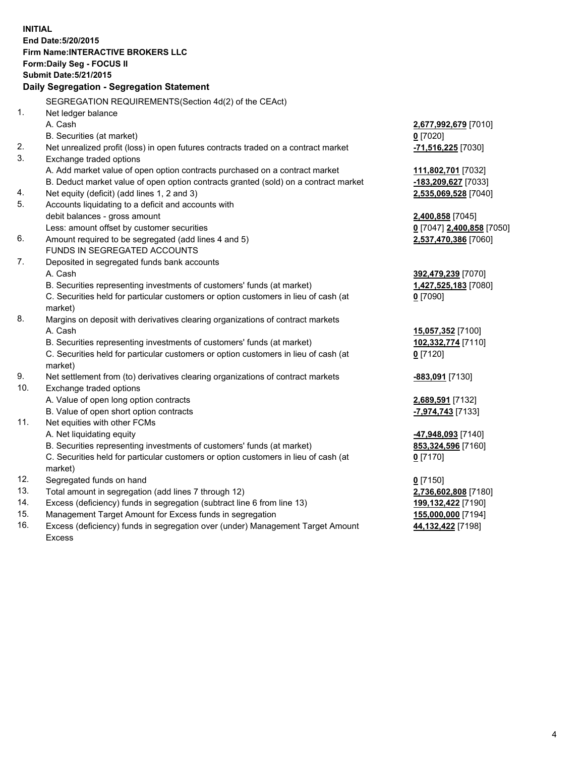**INITIAL**
**End Date:5/20/2015**
**Firm Name:INTERACTIVE BROKERS LLC**
**Form:Daily Seg - FOCUS II**
**Submit Date:5/21/2015**

## Daily Segregation - Segregation Statement

SEGREGATION REQUIREMENTS(Section 4d(2) of the CEAct)

| | | |
|---|---|---|
| 1. | Net ledger balance | |
| | A. Cash | **2,677,992,679** [7010] |
| | B. Securities (at market) | **0** [7020] |
| 2. | Net unrealized profit (loss) in open futures contracts traded on a contract market | **-71,516,225** [7030] |
| 3. | Exchange traded options | |
| | A. Add market value of open option contracts purchased on a contract market | **111,802,701** [7032] |
| | B. Deduct market value of open option contracts granted (sold) on a contract market | **-183,209,627** [7033] |
| 4. | Net equity (deficit) (add lines 1, 2 and 3) | **2,535,069,528** [7040] |
| 5. | Accounts liquidating to a deficit and accounts with debit balances - gross amount | **2,400,858** [7045] |
| | Less: amount offset by customer securities | **0** [7047] **2,400,858** [7050] |
| 6. | Amount required to be segregated (add lines 4 and 5) | **2,537,470,386** [7060] |
| | FUNDS IN SEGREGATED ACCOUNTS | |
| 7. | Deposited in segregated funds bank accounts | |
| | A. Cash | **392,479,239** [7070] |
| | B. Securities representing investments of customers' funds (at market) | **1,427,525,183** [7080] |
| | C. Securities held for particular customers or option customers in lieu of cash (at market) | **0** [7090] |
| 8. | Margins on deposit with derivatives clearing organizations of contract markets | |
| | A. Cash | **15,057,352** [7100] |
| | B. Securities representing investments of customers' funds (at market) | **102,332,774** [7110] |
| | C. Securities held for particular customers or option customers in lieu of cash (at market) | **0** [7120] |
| 9. | Net settlement from (to) derivatives clearing organizations of contract markets | **-883,091** [7130] |
| 10. | Exchange traded options | |
| | A. Value of open long option contracts | **2,689,591** [7132] |
| | B. Value of open short option contracts | **-7,974,743** [7133] |
| 11. | Net equities with other FCMs | |
| | A. Net liquidating equity | **-47,948,093** [7140] |
| | B. Securities representing investments of customers' funds (at market) | **853,324,596** [7160] |
| | C. Securities held for particular customers or option customers in lieu of cash (at market) | **0** [7170] |
| 12. | Segregated funds on hand | **0** [7150] |
| 13. | Total amount in segregation (add lines 7 through 12) | **2,736,602,808** [7180] |
| 14. | Excess (deficiency) funds in segregation (subtract line 6 from line 13) | **199,132,422** [7190] |
| 15. | Management Target Amount for Excess funds in segregation | **155,000,000** [7194] |
| 16. | Excess (deficiency) funds in segregation over (under) Management Target Amount Excess | **44,132,422** [7198] |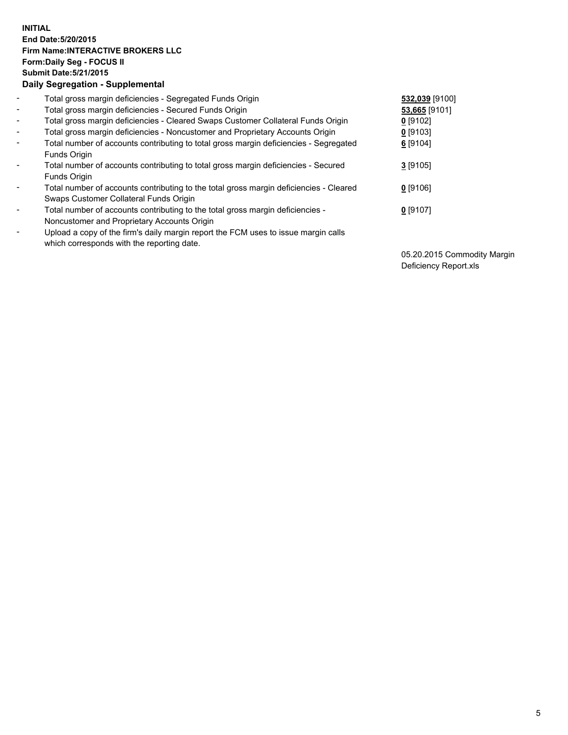**INITIAL**
**End Date:5/20/2015**
**Firm Name:INTERACTIVE BROKERS LLC**
**Form:Daily Seg - FOCUS II**
**Submit Date:5/21/2015**

## Daily Segregation - Supplemental

| | | |
|---|---|---|
| - | Total gross margin deficiencies - Segregated Funds Origin | **532,039** [9100] |
| - | Total gross margin deficiencies - Secured Funds Origin | **53,665** [9101] |
| - | Total gross margin deficiencies - Cleared Swaps Customer Collateral Funds Origin | **0** [9102] |
| - | Total gross margin deficiencies - Noncustomer and Proprietary Accounts Origin | **0** [9103] |
| - | Total number of accounts contributing to total gross margin deficiencies - Segregated Funds Origin | **6** [9104] |
| - | Total number of accounts contributing to total gross margin deficiencies - Secured Funds Origin | **3** [9105] |
| - | Total number of accounts contributing to the total gross margin deficiencies - Cleared Swaps Customer Collateral Funds Origin | **0** [9106] |
| - | Total number of accounts contributing to the total gross margin deficiencies - Noncustomer and Proprietary Accounts Origin | **0** [9107] |
| - | Upload a copy of the firm's daily margin report the FCM uses to issue margin calls which corresponds with the reporting date. | 05.20.2015 Commodity Margin Deficiency Report.xls |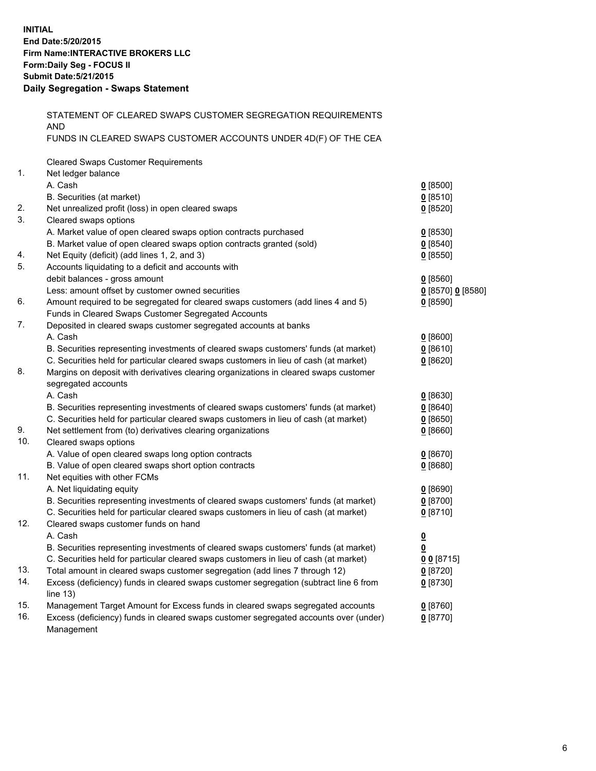**INITIAL**
**End Date:5/20/2015**
**Firm Name:INTERACTIVE BROKERS LLC**
**Form:Daily Seg - FOCUS II**
**Submit Date:5/21/2015**
**Daily Segregation - Swaps Statement**

STATEMENT OF CLEARED SWAPS CUSTOMER SEGREGATION REQUIREMENTS
AND
FUNDS IN CLEARED SWAPS CUSTOMER ACCOUNTS UNDER 4D(F) OF THE CEA

| | | |
|---|---|---|
| | Cleared Swaps Customer Requirements | |
| 1. | Net ledger balance | |
| | A. Cash | 0 [8500] |
| | B. Securities (at market) | 0 [8510] |
| 2. | Net unrealized profit (loss) in open cleared swaps | 0 [8520] |
| 3. | Cleared swaps options | |
| | A. Market value of open cleared swaps option contracts purchased | 0 [8530] |
| | B. Market value of open cleared swaps option contracts granted (sold) | 0 [8540] |
| 4. | Net Equity (deficit) (add lines 1, 2, and 3) | 0 [8550] |
| 5. | Accounts liquidating to a deficit and accounts with | |
| | debit balances - gross amount | 0 [8560] |
| | Less: amount offset by customer owned securities | 0 [8570] 0 [8580] |
| 6. | Amount required to be segregated for cleared swaps customers (add lines 4 and 5) | 0 [8590] |
| | Funds in Cleared Swaps Customer Segregated Accounts | |
| 7. | Deposited in cleared swaps customer segregated accounts at banks | |
| | A. Cash | 0 [8600] |
| | B. Securities representing investments of cleared swaps customers' funds (at market) | 0 [8610] |
| | C. Securities held for particular cleared swaps customers in lieu of cash (at market) | 0 [8620] |
| 8. | Margins on deposit with derivatives clearing organizations in cleared swaps customer segregated accounts | |
| | A. Cash | 0 [8630] |
| | B. Securities representing investments of cleared swaps customers' funds (at market) | 0 [8640] |
| | C. Securities held for particular cleared swaps customers in lieu of cash (at market) | 0 [8650] |
| 9. | Net settlement from (to) derivatives clearing organizations | 0 [8660] |
| 10. | Cleared swaps options | |
| | A. Value of open cleared swaps long option contracts | 0 [8670] |
| | B. Value of open cleared swaps short option contracts | 0 [8680] |
| 11. | Net equities with other FCMs | |
| | A. Net liquidating equity | 0 [8690] |
| | B. Securities representing investments of cleared swaps customers' funds (at market) | 0 [8700] |
| | C. Securities held for particular cleared swaps customers in lieu of cash (at market) | 0 [8710] |
| 12. | Cleared swaps customer funds on hand | |
| | A. Cash | 0 |
| | B. Securities representing investments of cleared swaps customers' funds (at market) | 0 |
| | C. Securities held for particular cleared swaps customers in lieu of cash (at market) | 0 0 [8715] |
| 13. | Total amount in cleared swaps customer segregation (add lines 7 through 12) | 0 [8720] |
| 14. | Excess (deficiency) funds in cleared swaps customer segregation (subtract line 6 from line 13) | 0 [8730] |
| 15. | Management Target Amount for Excess funds in cleared swaps segregated accounts | 0 [8760] |
| 16. | Excess (deficiency) funds in cleared swaps customer segregated accounts over (under) Management | 0 [8770] |